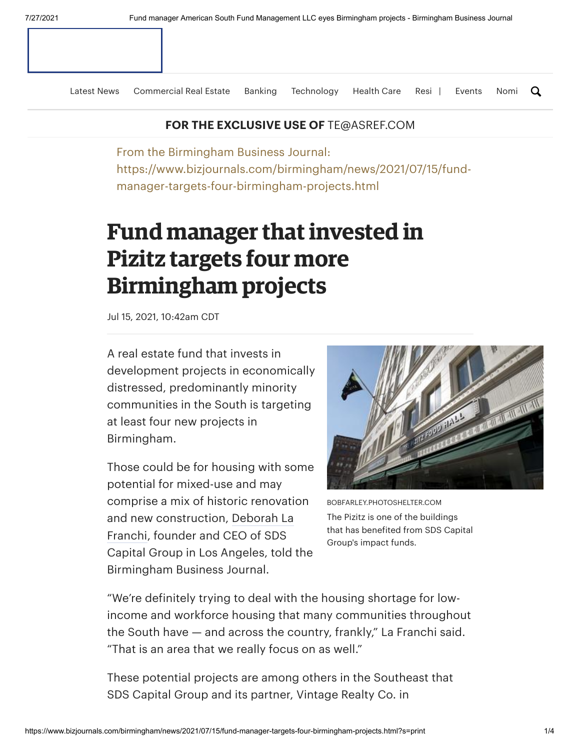FOR THE EXCLUSIVE USE OF TE@ASREF.COM

From the Birmingham Business Journal:
https://www.bizjournals.com/birmingham/news/2021/07/15/fund-manager-targets-four-birmingham-projects.html

# Fund manager that invested in Pizitz targets four more Birmingham projects

Jul 15, 2021, 10:42am CDT

A real estate fund that invests in development projects in economically distressed, predominantly minority communities in the South is targeting at least four new projects in Birmingham.

BOBFARLEY.PHOTOSHELTER.COM
The Pizitz is one of the buildings that has benefited from SDS Capital Group's impact funds.

Those could be for housing with some potential for mixed-use and may comprise a mix of historic renovation and new construction, Deborah La Franchi, founder and CEO of SDS Capital Group in Los Angeles, told the Birmingham Business Journal.

“We’re definitely trying to deal with the housing shortage for low-income and workforce housing that many communities throughout the South have — and across the country, frankly,” La Franchi said. “That is an area that we really focus on as well.”

These potential projects are among others in the Southeast that SDS Capital Group and its partner, Vintage Realty Co. in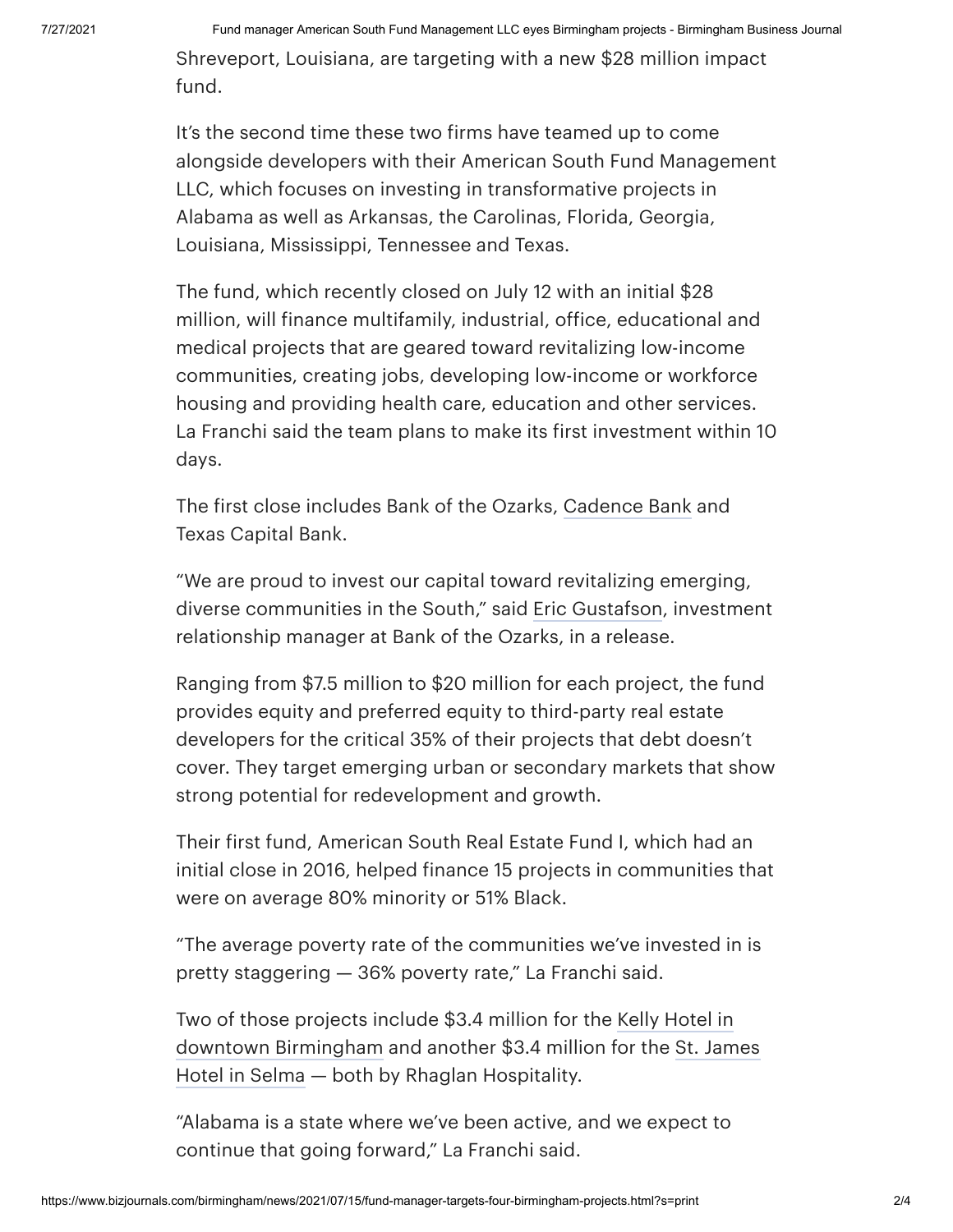Shreveport, Louisiana, are targeting with a new $28 million impact fund.

It's the second time these two firms have teamed up to come alongside developers with their American South Fund Management LLC, which focuses on investing in transformative projects in Alabama as well as Arkansas, the Carolinas, Florida, Georgia, Louisiana, Mississippi, Tennessee and Texas.

The fund, which recently closed on July 12 with an initial $28 million, will finance multifamily, industrial, office, educational and medical projects that are geared toward revitalizing low-income communities, creating jobs, developing low-income or workforce housing and providing health care, education and other services. La Franchi said the team plans to make its first investment within 10 days.

The first close includes Bank of the Ozarks, Cadence Bank and Texas Capital Bank.

"We are proud to invest our capital toward revitalizing emerging, diverse communities in the South," said Eric Gustafson, investment relationship manager at Bank of the Ozarks, in a release.

Ranging from $7.5 million to $20 million for each project, the fund provides equity and preferred equity to third-party real estate developers for the critical 35% of their projects that debt doesn't cover. They target emerging urban or secondary markets that show strong potential for redevelopment and growth.

Their first fund, American South Real Estate Fund I, which had an initial close in 2016, helped finance 15 projects in communities that were on average 80% minority or 51% Black.

"The average poverty rate of the communities we've invested in is pretty staggering — 36% poverty rate," La Franchi said.

Two of those projects include $3.4 million for the Kelly Hotel in downtown Birmingham and another $3.4 million for the St. James Hotel in Selma — both by Rhaglan Hospitality.

"Alabama is a state where we've been active, and we expect to continue that going forward," La Franchi said.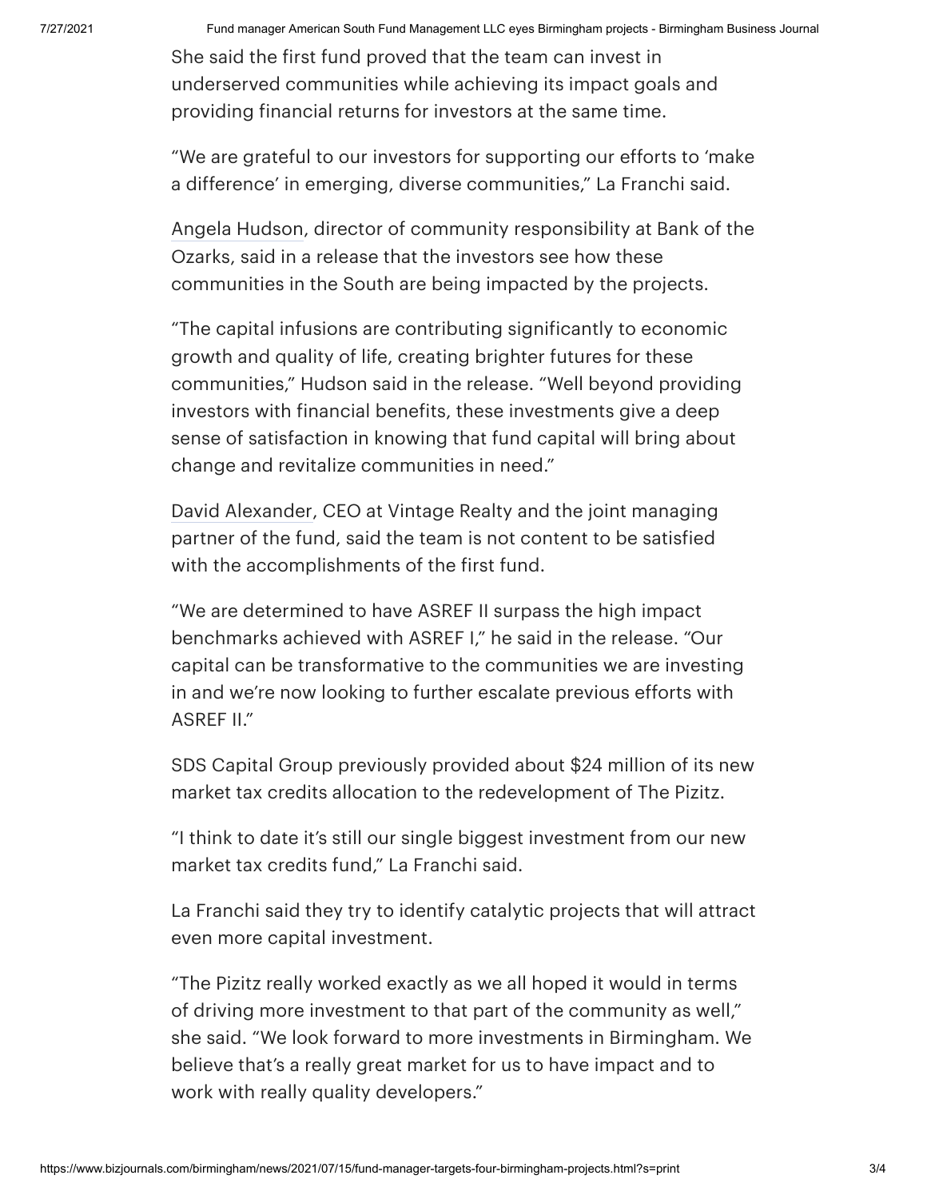She said the first fund proved that the team can invest in underserved communities while achieving its impact goals and providing financial returns for investors at the same time.

"We are grateful to our investors for supporting our efforts to 'make a difference' in emerging, diverse communities," La Franchi said.

Angela Hudson, director of community responsibility at Bank of the Ozarks, said in a release that the investors see how these communities in the South are being impacted by the projects.

"The capital infusions are contributing significantly to economic growth and quality of life, creating brighter futures for these communities," Hudson said in the release. "Well beyond providing investors with financial benefits, these investments give a deep sense of satisfaction in knowing that fund capital will bring about change and revitalize communities in need."

David Alexander, CEO at Vintage Realty and the joint managing partner of the fund, said the team is not content to be satisfied with the accomplishments of the first fund.

"We are determined to have ASREF II surpass the high impact benchmarks achieved with ASREF I," he said in the release. "Our capital can be transformative to the communities we are investing in and we're now looking to further escalate previous efforts with ASREF II."

SDS Capital Group previously provided about $24 million of its new market tax credits allocation to the redevelopment of The Pizitz.

"I think to date it's still our single biggest investment from our new market tax credits fund," La Franchi said.

La Franchi said they try to identify catalytic projects that will attract even more capital investment.

"The Pizitz really worked exactly as we all hoped it would in terms of driving more investment to that part of the community as well," she said. "We look forward to more investments in Birmingham. We believe that's a really great market for us to have impact and to work with really quality developers."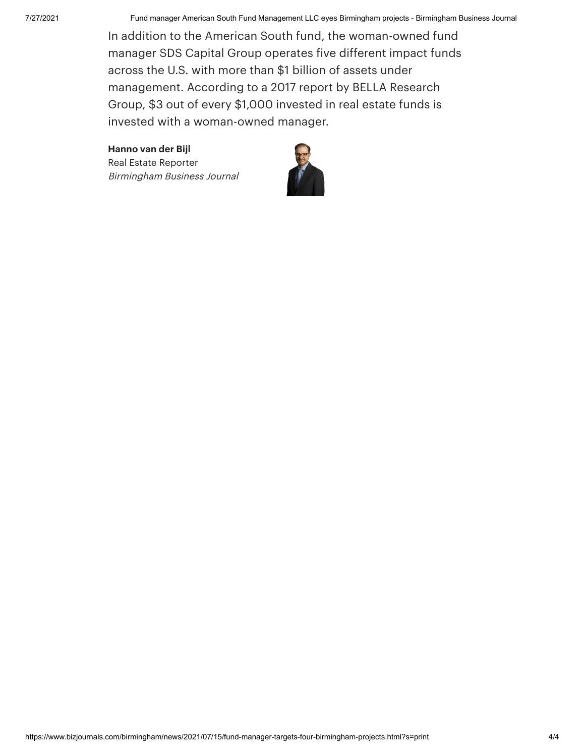In addition to the American South fund, the woman-owned fund manager SDS Capital Group operates five different impact funds across the U.S. with more than $1 billion of assets under management. According to a 2017 report by BELLA Research Group, $3 out of every $1,000 invested in real estate funds is invested with a woman-owned manager.

**Hanno van der Bijl**
Real Estate Reporter
*Birmingham Business Journal*